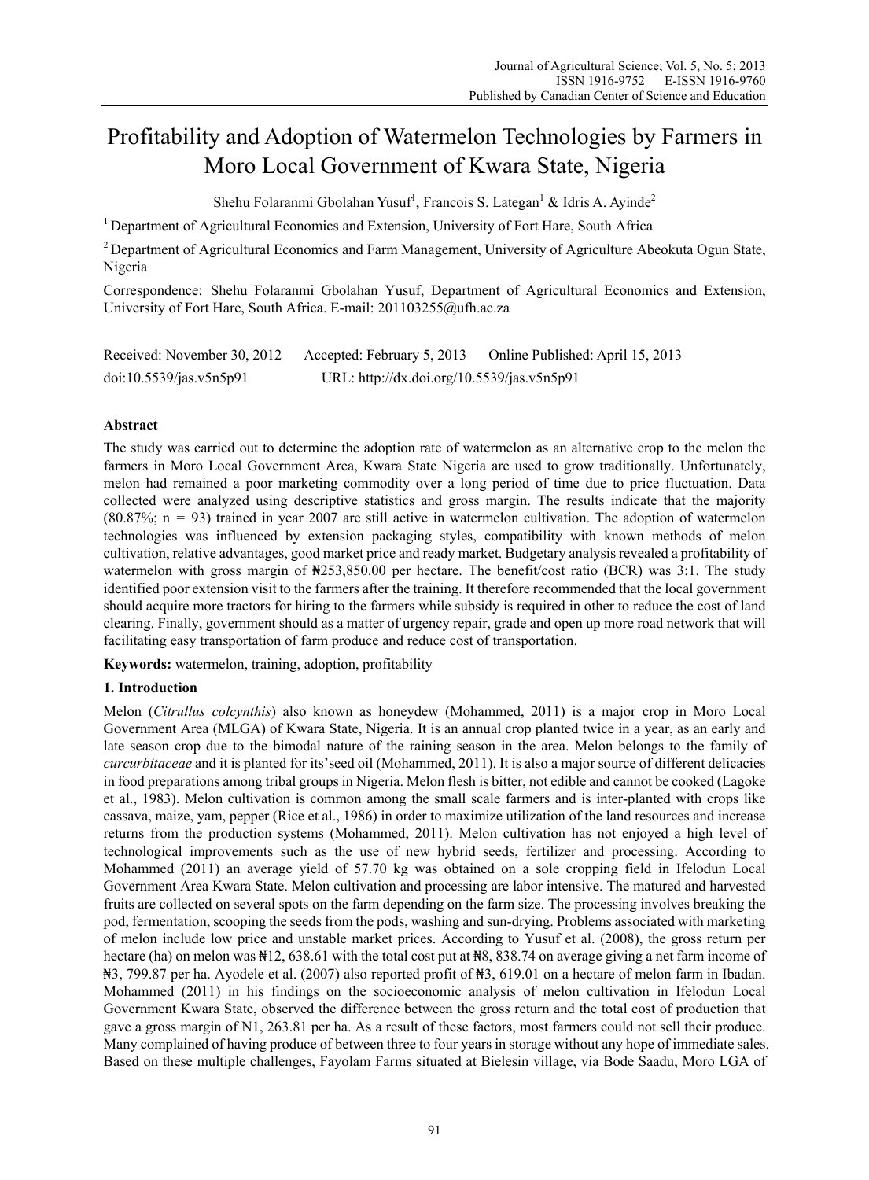# Profitability and Adoption of Watermelon Technologies by Farmers in Moro Local Government of Kwara State, Nigeria

Shehu Folaranmi Gbolahan Yusuf[1], Francois S. Lategan[1] & Idris A. Ayinde[2]

[1] Department of Agricultural Economics and Extension, University of Fort Hare, South Africa

[2] Department of Agricultural Economics and Farm Management, University of Agriculture Abeokuta Ogun State, Nigeria

Correspondence: Shehu Folaranmi Gbolahan Yusuf, Department of Agricultural Economics and Extension, University of Fort Hare, South Africa. E-mail: 201103255@ufh.ac.za

Received: November 30, 2012 Accepted: February 5, 2013 Online Published: April 15, 2013

doi:10.5539/jas.v5n5p91 URL: http://dx.doi.org/10.5539/jas.v5n5p91

## Abstract

The study was carried out to determine the adoption rate of watermelon as an alternative crop to the melon the farmers in Moro Local Government Area, Kwara State Nigeria are used to grow traditionally. Unfortunately, melon had remained a poor marketing commodity over a long period of time due to price fluctuation. Data collected were analyzed using descriptive statistics and gross margin. The results indicate that the majority (80.87%; n = 93) trained in year 2007 are still active in watermelon cultivation. The adoption of watermelon technologies was influenced by extension packaging styles, compatibility with known methods of melon cultivation, relative advantages, good market price and ready market. Budgetary analysis revealed a profitability of watermelon with gross margin of ₦253,850.00 per hectare. The benefit/cost ratio (BCR) was 3:1. The study identified poor extension visit to the farmers after the training. It therefore recommended that the local government should acquire more tractors for hiring to the farmers while subsidy is required in other to reduce the cost of land clearing. Finally, government should as a matter of urgency repair, grade and open up more road network that will facilitating easy transportation of farm produce and reduce cost of transportation.

**Keywords:** watermelon, training, adoption, profitability

## 1. Introduction

Melon (*Citrullus colcynthis*) also known as honeydew (Mohammed, 2011) is a major crop in Moro Local Government Area (MLGA) of Kwara State, Nigeria. It is an annual crop planted twice in a year, as an early and late season crop due to the bimodal nature of the raining season in the area. Melon belongs to the family of *curcurbitaceae* and it is planted for its'seed oil (Mohammed, 2011). It is also a major source of different delicacies in food preparations among tribal groups in Nigeria. Melon flesh is bitter, not edible and cannot be cooked (Lagoke et al., 1983). Melon cultivation is common among the small scale farmers and is inter-planted with crops like cassava, maize, yam, pepper (Rice et al., 1986) in order to maximize utilization of the land resources and increase returns from the production systems (Mohammed, 2011). Melon cultivation has not enjoyed a high level of technological improvements such as the use of new hybrid seeds, fertilizer and processing. According to Mohammed (2011) an average yield of 57.70 kg was obtained on a sole cropping field in Ifelodun Local Government Area Kwara State. Melon cultivation and processing are labor intensive. The matured and harvested fruits are collected on several spots on the farm depending on the farm size. The processing involves breaking the pod, fermentation, scooping the seeds from the pods, washing and sun-drying. Problems associated with marketing of melon include low price and unstable market prices. According to Yusuf et al. (2008), the gross return per hectare (ha) on melon was ₦12, 638.61 with the total cost put at ₦8, 838.74 on average giving a net farm income of ₦3, 799.87 per ha. Ayodele et al. (2007) also reported profit of ₦3, 619.01 on a hectare of melon farm in Ibadan. Mohammed (2011) in his findings on the socioeconomic analysis of melon cultivation in Ifelodun Local Government Kwara State, observed the difference between the gross return and the total cost of production that gave a gross margin of N1, 263.81 per ha. As a result of these factors, most farmers could not sell their produce. Many complained of having produce of between three to four years in storage without any hope of immediate sales. Based on these multiple challenges, Fayolam Farms situated at Bielesin village, via Bode Saadu, Moro LGA of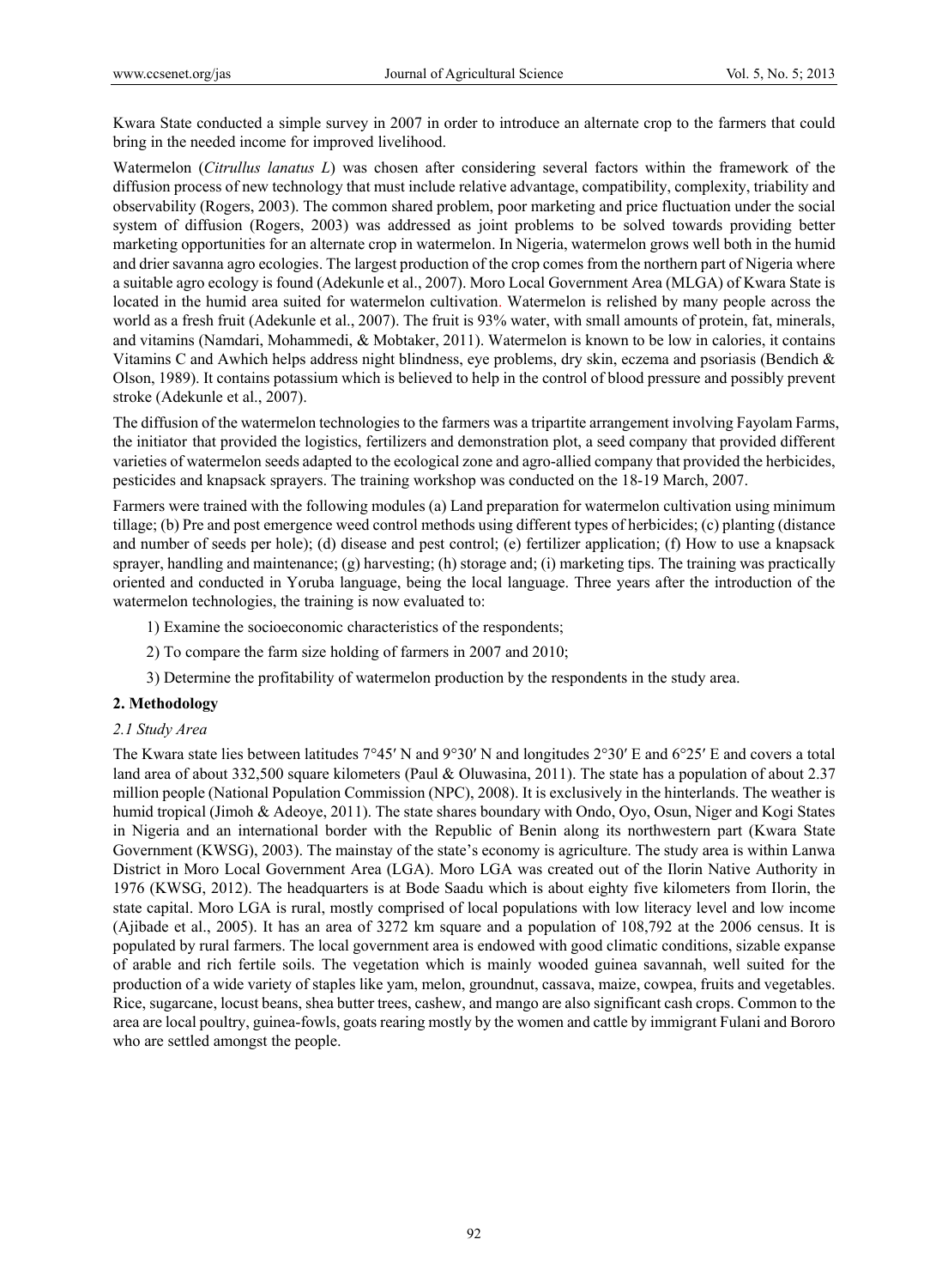Kwara State conducted a simple survey in 2007 in order to introduce an alternate crop to the farmers that could bring in the needed income for improved livelihood.

Watermelon (*Citrullus lanatus L*) was chosen after considering several factors within the framework of the diffusion process of new technology that must include relative advantage, compatibility, complexity, triability and observability (Rogers, 2003). The common shared problem, poor marketing and price fluctuation under the social system of diffusion (Rogers, 2003) was addressed as joint problems to be solved towards providing better marketing opportunities for an alternate crop in watermelon. In Nigeria, watermelon grows well both in the humid and drier savanna agro ecologies. The largest production of the crop comes from the northern part of Nigeria where a suitable agro ecology is found (Adekunle et al., 2007). Moro Local Government Area (MLGA) of Kwara State is located in the humid area suited for watermelon cultivation. Watermelon is relished by many people across the world as a fresh fruit (Adekunle et al., 2007). The fruit is 93% water, with small amounts of protein, fat, minerals, and vitamins (Namdari, Mohammedi, & Mobtaker, 2011). Watermelon is known to be low in calories, it contains Vitamins C and Awhich helps address night blindness, eye problems, dry skin, eczema and psoriasis (Bendich & Olson, 1989). It contains potassium which is believed to help in the control of blood pressure and possibly prevent stroke (Adekunle et al., 2007).

The diffusion of the watermelon technologies to the farmers was a tripartite arrangement involving Fayolam Farms, the initiator that provided the logistics, fertilizers and demonstration plot, a seed company that provided different varieties of watermelon seeds adapted to the ecological zone and agro-allied company that provided the herbicides, pesticides and knapsack sprayers. The training workshop was conducted on the 18-19 March, 2007.

Farmers were trained with the following modules (a) Land preparation for watermelon cultivation using minimum tillage; (b) Pre and post emergence weed control methods using different types of herbicides; (c) planting (distance and number of seeds per hole); (d) disease and pest control; (e) fertilizer application; (f) How to use a knapsack sprayer, handling and maintenance; (g) harvesting; (h) storage and; (i) marketing tips. The training was practically oriented and conducted in Yoruba language, being the local language. Three years after the introduction of the watermelon technologies, the training is now evaluated to:

1) Examine the socioeconomic characteristics of the respondents;

2) To compare the farm size holding of farmers in 2007 and 2010;

3) Determine the profitability of watermelon production by the respondents in the study area.

## 2. Methodology

### *2.1 Study Area*

The Kwara state lies between latitudes 7°45′ N and 9°30′ N and longitudes 2°30′ E and 6°25′ E and covers a total land area of about 332,500 square kilometers (Paul & Oluwasina, 2011). The state has a population of about 2.37 million people (National Population Commission (NPC), 2008). It is exclusively in the hinterlands. The weather is humid tropical (Jimoh & Adeoye, 2011). The state shares boundary with Ondo, Oyo, Osun, Niger and Kogi States in Nigeria and an international border with the Republic of Benin along its northwestern part (Kwara State Government (KWSG), 2003). The mainstay of the state's economy is agriculture. The study area is within Lanwa District in Moro Local Government Area (LGA). Moro LGA was created out of the Ilorin Native Authority in 1976 (KWSG, 2012). The headquarters is at Bode Saadu which is about eighty five kilometers from Ilorin, the state capital. Moro LGA is rural, mostly comprised of local populations with low literacy level and low income (Ajibade et al., 2005). It has an area of 3272 km square and a population of 108,792 at the 2006 census. It is populated by rural farmers. The local government area is endowed with good climatic conditions, sizable expanse of arable and rich fertile soils. The vegetation which is mainly wooded guinea savannah, well suited for the production of a wide variety of staples like yam, melon, groundnut, cassava, maize, cowpea, fruits and vegetables. Rice, sugarcane, locust beans, shea butter trees, cashew, and mango are also significant cash crops. Common to the area are local poultry, guinea-fowls, goats rearing mostly by the women and cattle by immigrant Fulani and Bororo who are settled amongst the people.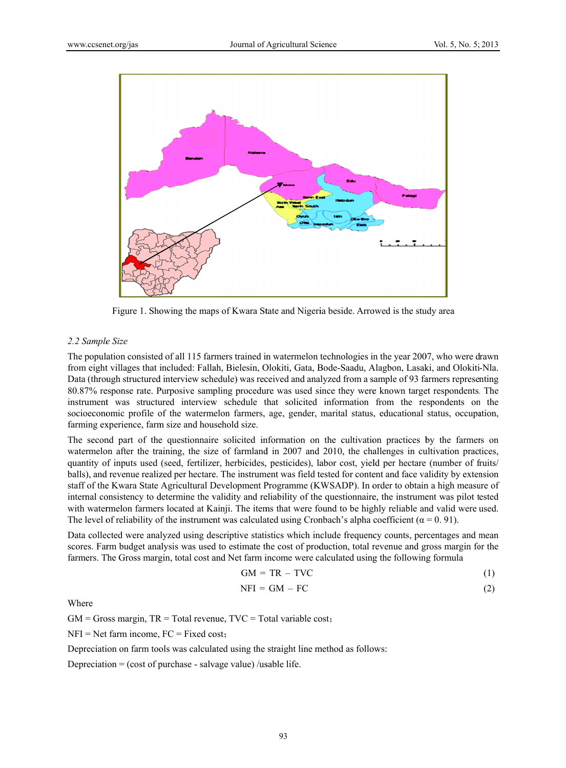Figure 1. Showing the maps of Kwara State and Nigeria beside. Arrowed is the study area

### 2.2 Sample Size

The population consisted of all 115 farmers trained in watermelon technologies in the year 2007, who were drawn from eight villages that included: Fallah, Bielesin, Olokiti, Gata, Bode-Saadu, Alagbon, Lasaki, and Olokiti-Nla. Data (through structured interview schedule) was received and analyzed from a sample of 93 farmers representing 80.87% response rate. Purposive sampling procedure was used since they were known target respondents. The instrument was structured interview schedule that solicited information from the respondents on the socioeconomic profile of the watermelon farmers, age, gender, marital status, educational status, occupation, farming experience, farm size and household size.

The second part of the questionnaire solicited information on the cultivation practices by the farmers on watermelon after the training, the size of farmland in 2007 and 2010, the challenges in cultivation practices, quantity of inputs used (seed, fertilizer, herbicides, pesticides), labor cost, yield per hectare (number of fruits/ balls), and revenue realized per hectare. The instrument was field tested for content and face validity by extension staff of the Kwara State Agricultural Development Programme (KWSADP). In order to obtain a high measure of internal consistency to determine the validity and reliability of the questionnaire, the instrument was pilot tested with watermelon farmers located at Kainji. The items that were found to be highly reliable and valid were used. The level of reliability of the instrument was calculated using Cronbach's alpha coefficient ($\alpha = 0.91$).

Data collected were analyzed using descriptive statistics which include frequency counts, percentages and mean scores. Farm budget analysis was used to estimate the cost of production, total revenue and gross margin for the farmers. The Gross margin, total cost and Net farm income were calculated using the following formula

$$GM = TR - TVC \quad (1)$$

$$NFI = GM - FC \quad (2)$$

Where

GM = Gross margin, TR = Total revenue, TVC = Total variable cost;

NFI = Net farm income, FC = Fixed cost;

Depreciation on farm tools was calculated using the straight line method as follows:

Depreciation = (cost of purchase - salvage value) /usable life.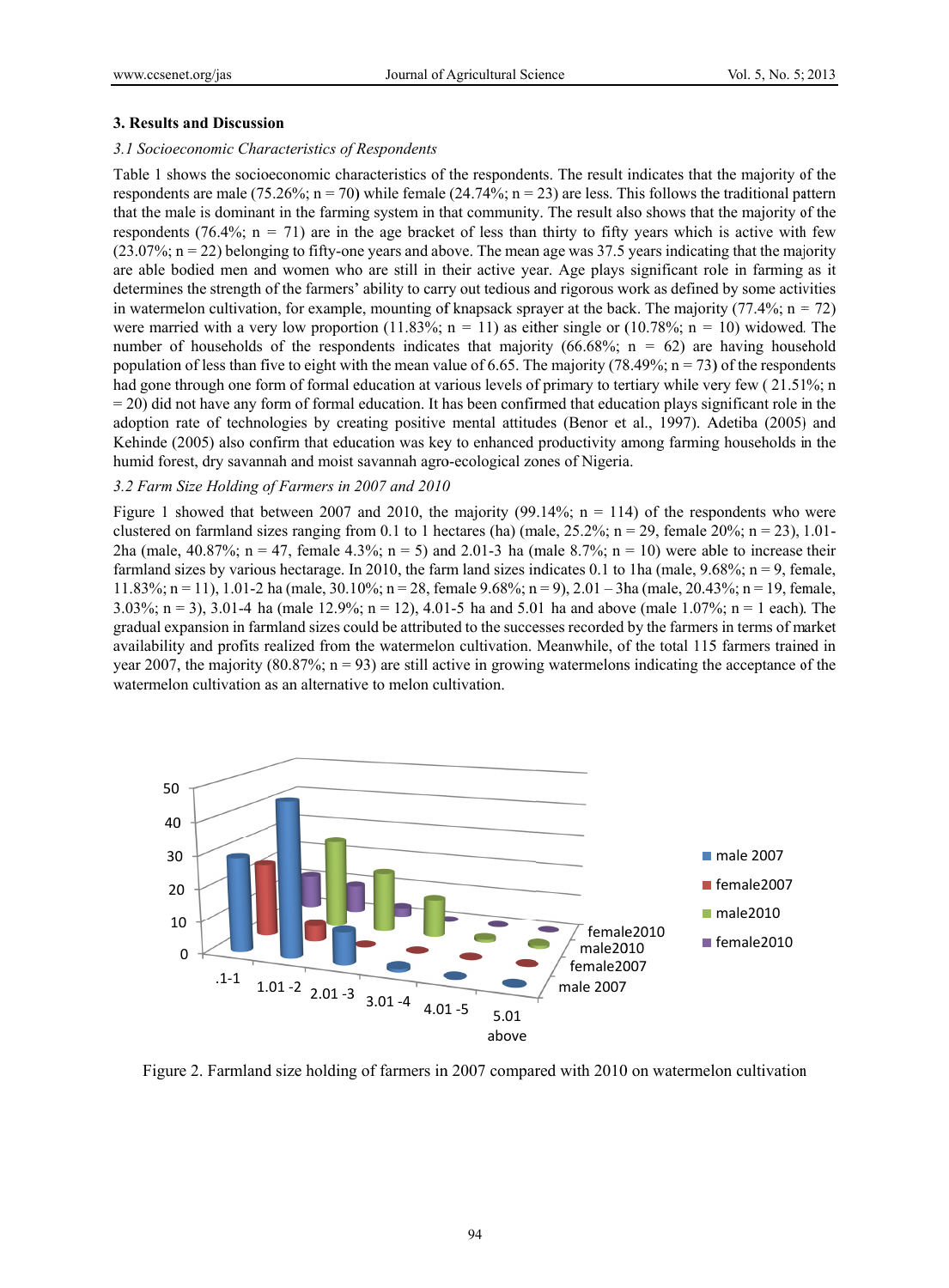### 3. Results and Discussion

#### *3.1 Socioeconomic Characteristics of Respondents*

Table 1 shows the socioeconomic characteristics of the respondents. The result indicates that the majority of the respondents are male (75.26%; n = 70) while female (24.74%; n = 23) are less. This follows the traditional pattern that the male is dominant in the farming system in that community. The result also shows that the majority of the respondents (76.4%; n = 71) are in the age bracket of less than thirty to fifty years which is active with few (23.07%; n = 22) belonging to fifty-one years and above. The mean age was 37.5 years indicating that the majority are able bodied men and women who are still in their active year. Age plays significant role in farming as it determines the strength of the farmers' ability to carry out tedious and rigorous work as defined by some activities in watermelon cultivation, for example, mounting of knapsack sprayer at the back. The majority (77.4%; n = 72) were married with a very low proportion (11.83%; n = 11) as either single or (10.78%; n = 10) widowed. The number of households of the respondents indicates that majority (66.68%; n = 62) are having household population of less than five to eight with the mean value of 6.65. The majority (78.49%; n = 73) of the respondents had gone through one form of formal education at various levels of primary to tertiary while very few ( 21.51%; n = 20) did not have any form of formal education. It has been confirmed that education plays significant role in the adoption rate of technologies by creating positive mental attitudes (Benor et al., 1997). Adetiba (2005) and Kehinde (2005) also confirm that education was key to enhanced productivity among farming households in the humid forest, dry savannah and moist savannah agro-ecological zones of Nigeria.

#### *3.2 Farm Size Holding of Farmers in 2007 and 2010*

Figure 1 showed that between 2007 and 2010, the majority (99.14%; n = 114) of the respondents who were clustered on farmland sizes ranging from 0.1 to 1 hectares (ha) (male, 25.2%; n = 29, female 20%; n = 23), 1.01-2ha (male, 40.87%; n = 47, female 4.3%; n = 5) and 2.01-3 ha (male 8.7%; n = 10) were able to increase their farmland sizes by various hectarage. In 2010, the farm land sizes indicates 0.1 to 1ha (male, 9.68%; n = 9, female, 11.83%; n = 11), 1.01-2 ha (male, 30.10%; n = 28, female 9.68%; n = 9), 2.01 – 3ha (male, 20.43%; n = 19, female, 3.03%; n = 3), 3.01-4 ha (male 12.9%; n = 12), 4.01-5 ha and 5.01 ha and above (male 1.07%; n = 1 each). The gradual expansion in farmland sizes could be attributed to the successes recorded by the farmers in terms of market availability and profits realized from the watermelon cultivation. Meanwhile, of the total 115 farmers trained in year 2007, the majority (80.87%; n = 93) are still active in growing watermelons indicating the acceptance of the watermelon cultivation as an alternative to melon cultivation.

Figure 2. Farmland size holding of farmers in 2007 compared with 2010 on watermelon cultivation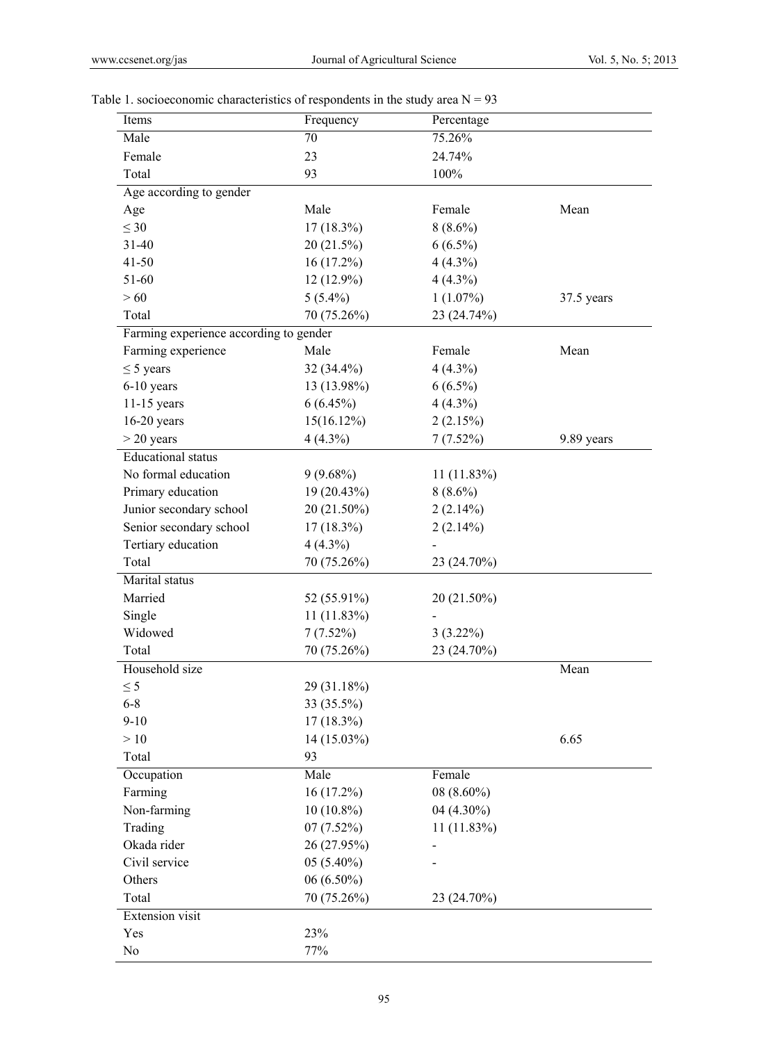Table 1. socioeconomic characteristics of respondents in the study area N = 93

| Items | Frequency | Percentage | |
|---|---|---|---|
| Male | 70 | 75.26% | |
| Female | 23 | 24.74% | |
| Total | 93 | 100% | |
| Age according to gender | | | |
| Age | Male | Female | Mean |
| ≤ 30 | 17 (18.3%) | 8 (8.6%) | |
| 31-40 | 20 (21.5%) | 6 (6.5%) | |
| 41-50 | 16 (17.2%) | 4 (4.3%) | |
| 51-60 | 12 (12.9%) | 4 (4.3%) | |
| > 60 | 5 (5.4%) | 1 (1.07%) | 37.5 years |
| Total | 70 (75.26%) | 23 (24.74%) | |
| Farming experience according to gender | | | |
| Farming experience | Male | Female | Mean |
| ≤ 5 years | 32 (34.4%) | 4 (4.3%) | |
| 6-10 years | 13 (13.98%) | 6 (6.5%) | |
| 11-15 years | 6 (6.45%) | 4 (4.3%) | |
| 16-20 years | 15(16.12%) | 2 (2.15%) | |
| > 20 years | 4 (4.3%) | 7 (7.52%) | 9.89 years |
| Educational status | | | |
| No formal education | 9 (9.68%) | 11 (11.83%) | |
| Primary education | 19 (20.43%) | 8 (8.6%) | |
| Junior secondary school | 20 (21.50%) | 2 (2.14%) | |
| Senior secondary school | 17 (18.3%) | 2 (2.14%) | |
| Tertiary education | 4 (4.3%) | - | |
| Total | 70 (75.26%) | 23 (24.70%) | |
| Marital status | | | |
| Married | 52 (55.91%) | 20 (21.50%) | |
| Single | 11 (11.83%) | - | |
| Widowed | 7 (7.52%) | 3 (3.22%) | |
| Total | 70 (75.26%) | 23 (24.70%) | |
| Household size | | | Mean |
| ≤ 5 | 29 (31.18%) | | |
| 6-8 | 33 (35.5%) | | |
| 9-10 | 17 (18.3%) | | |
| > 10 | 14 (15.03%) | | 6.65 |
| Total | 93 | | |
| Occupation | Male | Female | |
| Farming | 16 (17.2%) | 08 (8.60%) | |
| Non-farming | 10 (10.8%) | 04 (4.30%) | |
| Trading | 07 (7.52%) | 11 (11.83%) | |
| Okada rider | 26 (27.95%) | - | |
| Civil service | 05 (5.40%) | - | |
| Others | 06 (6.50%) | | |
| Total | 70 (75.26%) | 23 (24.70%) | |
| Extension visit | | | |
| Yes | 23% | | |
| No | 77% | | |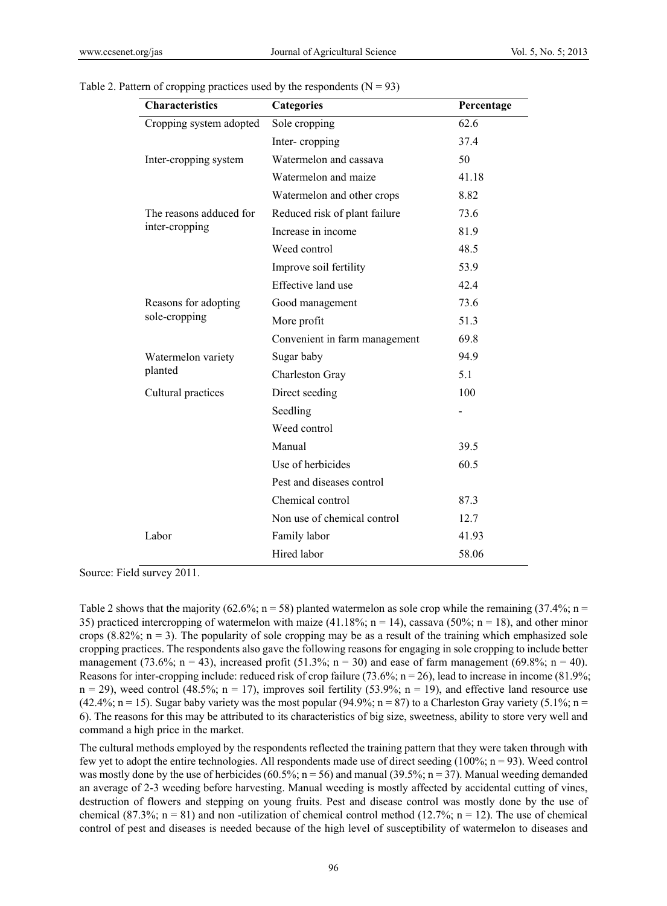Table 2. Pattern of cropping practices used by the respondents (N = 93)

| Characteristics | Categories | Percentage |
|---|---|---|
| Cropping system adopted | Sole cropping | 62.6 |
| | Inter- cropping | 37.4 |
| Inter-cropping system | Watermelon and cassava | 50 |
| | Watermelon and maize | 41.18 |
| | Watermelon and other crops | 8.82 |
| The reasons adduced for inter-cropping | Reduced risk of plant failure | 73.6 |
| | Increase in income | 81.9 |
| | Weed control | 48.5 |
| | Improve soil fertility | 53.9 |
| | Effective land use | 42.4 |
| Reasons for adopting sole-cropping | Good management | 73.6 |
| | More profit | 51.3 |
| | Convenient in farm management | 69.8 |
| Watermelon variety planted | Sugar baby | 94.9 |
| | Charleston Gray | 5.1 |
| Cultural practices | Direct seeding | 100 |
| | Seedling | - |
| | Weed control | |
| | Manual | 39.5 |
| | Use of herbicides | 60.5 |
| | Pest and diseases control | |
| | Chemical control | 87.3 |
| | Non use of chemical control | 12.7 |
| Labor | Family labor | 41.93 |
| | Hired labor | 58.06 |

Source: Field survey 2011.

Table 2 shows that the majority (62.6%; n = 58) planted watermelon as sole crop while the remaining (37.4%; n = 35) practiced intercropping of watermelon with maize (41.18%; n = 14), cassava (50%; n = 18), and other minor crops (8.82%; n = 3). The popularity of sole cropping may be as a result of the training which emphasized sole cropping practices. The respondents also gave the following reasons for engaging in sole cropping to include better management (73.6%; n = 43), increased profit (51.3%; n = 30) and ease of farm management (69.8%; n = 40). Reasons for inter-cropping include: reduced risk of crop failure (73.6%; n = 26), lead to increase in income (81.9%; n = 29), weed control (48.5%; n = 17), improves soil fertility (53.9%; n = 19), and effective land resource use (42.4%; n = 15). Sugar baby variety was the most popular (94.9%; n = 87) to a Charleston Gray variety (5.1%; n = 6). The reasons for this may be attributed to its characteristics of big size, sweetness, ability to store very well and command a high price in the market.

The cultural methods employed by the respondents reflected the training pattern that they were taken through with few yet to adopt the entire technologies. All respondents made use of direct seeding (100%; n = 93). Weed control was mostly done by the use of herbicides (60.5%; n = 56) and manual (39.5%; n = 37). Manual weeding demanded an average of 2-3 weeding before harvesting. Manual weeding is mostly affected by accidental cutting of vines, destruction of flowers and stepping on young fruits. Pest and disease control was mostly done by the use of chemical (87.3%; n = 81) and non -utilization of chemical control method (12.7%; n = 12). The use of chemical control of pest and diseases is needed because of the high level of susceptibility of watermelon to diseases and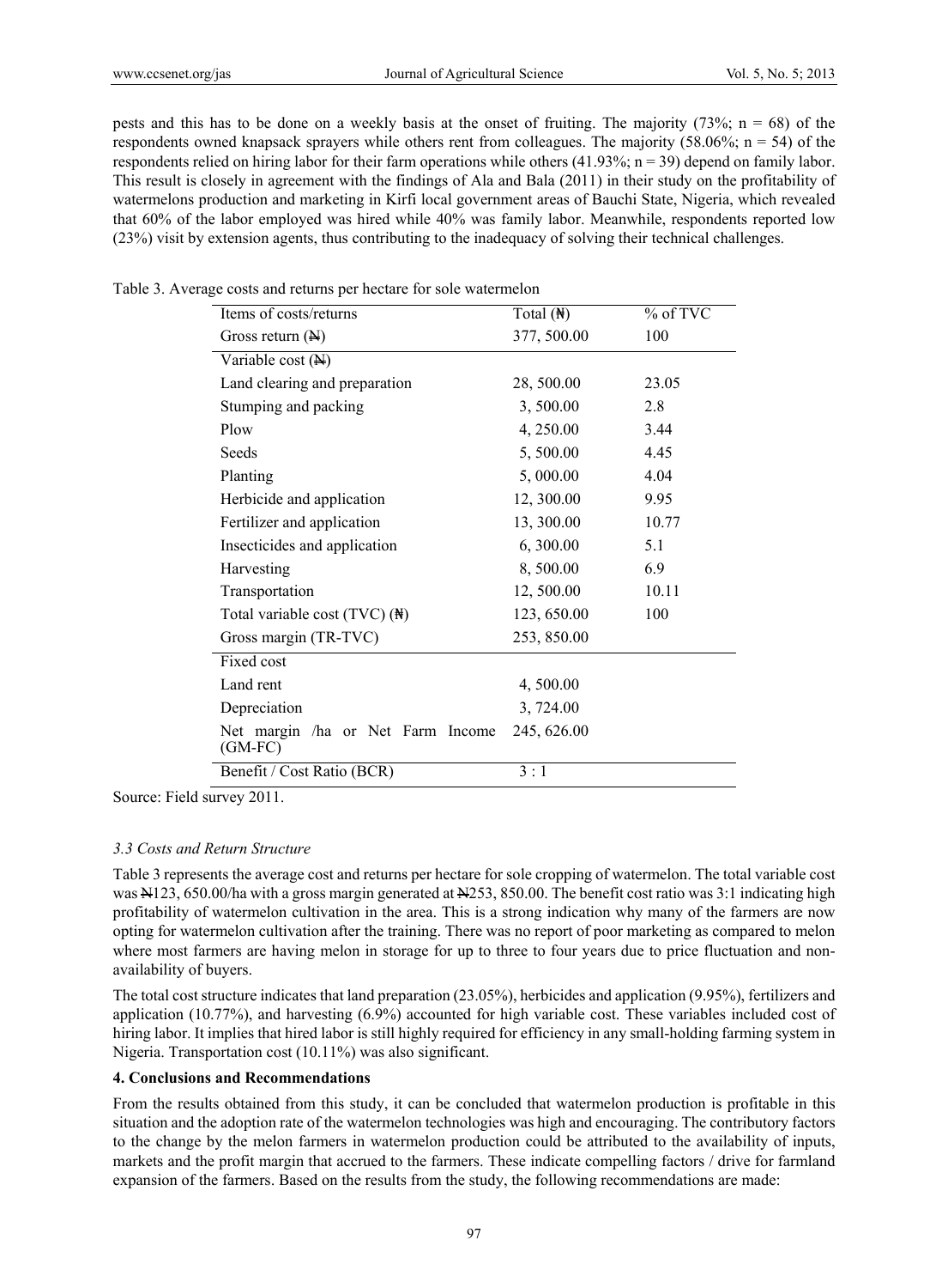pests and this has to be done on a weekly basis at the onset of fruiting. The majority (73%; n = 68) of the respondents owned knapsack sprayers while others rent from colleagues. The majority (58.06%; n = 54) of the respondents relied on hiring labor for their farm operations while others (41.93%; n = 39) depend on family labor. This result is closely in agreement with the findings of Ala and Bala (2011) in their study on the profitability of watermelons production and marketing in Kirfi local government areas of Bauchi State, Nigeria, which revealed that 60% of the labor employed was hired while 40% was family labor. Meanwhile, respondents reported low (23%) visit by extension agents, thus contributing to the inadequacy of solving their technical challenges.

Table 3. Average costs and returns per hectare for sole watermelon

| Items of costs/returns | Total (₦) | % of TVC |
|---|---|---|
| Gross return (₦) | 377, 500.00 | 100 |
| Variable cost (₦) | | |
| Land clearing and preparation | 28, 500.00 | 23.05 |
| Stumping and packing | 3, 500.00 | 2.8 |
| Plow | 4, 250.00 | 3.44 |
| Seeds | 5, 500.00 | 4.45 |
| Planting | 5, 000.00 | 4.04 |
| Herbicide and application | 12, 300.00 | 9.95 |
| Fertilizer and application | 13, 300.00 | 10.77 |
| Insecticides and application | 6, 300.00 | 5.1 |
| Harvesting | 8, 500.00 | 6.9 |
| Transportation | 12, 500.00 | 10.11 |
| Total variable cost (TVC) (₦) | 123, 650.00 | 100 |
| Gross margin (TR-TVC) | 253, 850.00 | |
| Fixed cost | | |
| Land rent | 4, 500.00 | |
| Depreciation | 3, 724.00 | |
| Net margin /ha or Net Farm Income (GM-FC) | 245, 626.00 | |
| Benefit / Cost Ratio (BCR) | 3 : 1 | |

Source: Field survey 2011.

### *3.3 Costs and Return Structure*

Table 3 represents the average cost and returns per hectare for sole cropping of watermelon. The total variable cost was ₦123, 650.00/ha with a gross margin generated at ₦253, 850.00. The benefit cost ratio was 3:1 indicating high profitability of watermelon cultivation in the area. This is a strong indication why many of the farmers are now opting for watermelon cultivation after the training. There was no report of poor marketing as compared to melon where most farmers are having melon in storage for up to three to four years due to price fluctuation and non-availability of buyers.

The total cost structure indicates that land preparation (23.05%), herbicides and application (9.95%), fertilizers and application (10.77%), and harvesting (6.9%) accounted for high variable cost. These variables included cost of hiring labor. It implies that hired labor is still highly required for efficiency in any small-holding farming system in Nigeria. Transportation cost (10.11%) was also significant.

## 4. Conclusions and Recommendations

From the results obtained from this study, it can be concluded that watermelon production is profitable in this situation and the adoption rate of the watermelon technologies was high and encouraging. The contributory factors to the change by the melon farmers in watermelon production could be attributed to the availability of inputs, markets and the profit margin that accrued to the farmers. These indicate compelling factors / drive for farmland expansion of the farmers. Based on the results from the study, the following recommendations are made: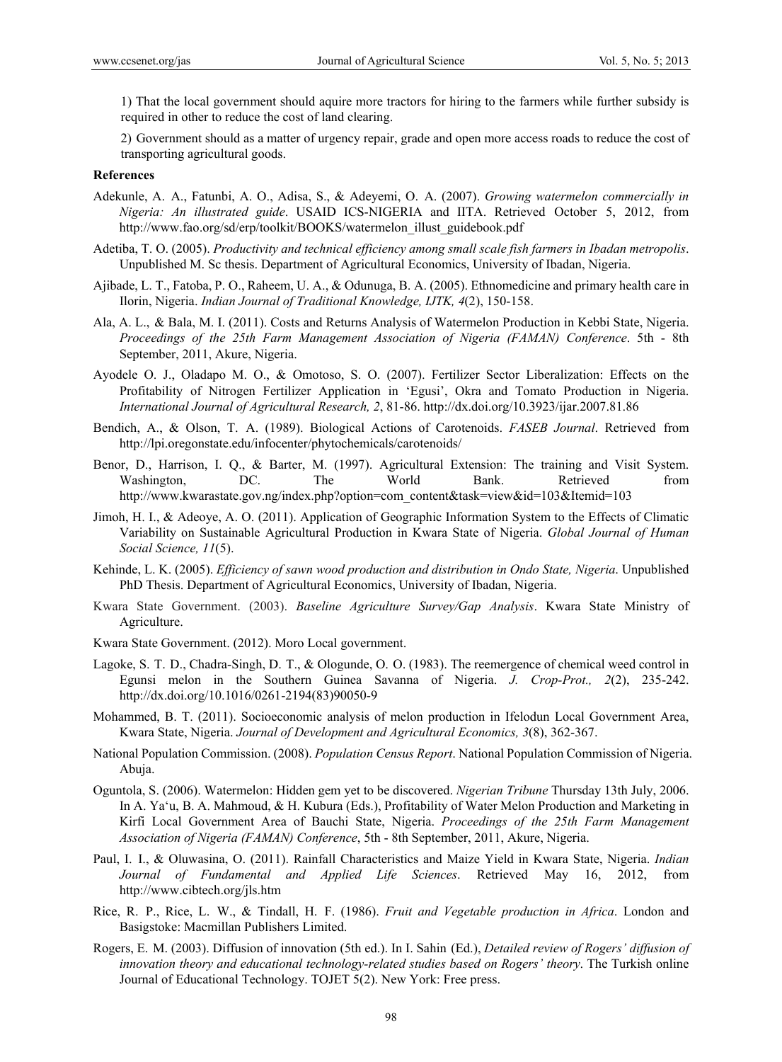1) That the local government should aquire more tractors for hiring to the farmers while further subsidy is required in other to reduce the cost of land clearing.

2) Government should as a matter of urgency repair, grade and open more access roads to reduce the cost of transporting agricultural goods.

**References**

Adekunle, A. A., Fatunbi, A. O., Adisa, S., & Adeyemi, O. A. (2007). *Growing watermelon commercially in Nigeria: An illustrated guide*. USAID ICS-NIGERIA and IITA. Retrieved October 5, 2012, from http://www.fao.org/sd/erp/toolkit/BOOKS/watermelon_illust_guidebook.pdf

Adetiba, T. O. (2005). *Productivity and technical efficiency among small scale fish farmers in Ibadan metropolis*. Unpublished M. Sc thesis. Department of Agricultural Economics, University of Ibadan, Nigeria.

Ajibade, L. T., Fatoba, P. O., Raheem, U. A., & Odunuga, B. A. (2005). Ethnomedicine and primary health care in Ilorin, Nigeria. *Indian Journal of Traditional Knowledge, IJTK, 4*(2), 150-158.

Ala, A. L., & Bala, M. I. (2011). Costs and Returns Analysis of Watermelon Production in Kebbi State, Nigeria. *Proceedings of the 25th Farm Management Association of Nigeria (FAMAN) Conference*. 5th - 8th September, 2011, Akure, Nigeria.

Ayodele O. J., Oladapo M. O., & Omotoso, S. O. (2007). Fertilizer Sector Liberalization: Effects on the Profitability of Nitrogen Fertilizer Application in 'Egusi', Okra and Tomato Production in Nigeria. *International Journal of Agricultural Research, 2*, 81-86. http://dx.doi.org/10.3923/ijar.2007.81.86

Bendich, A., & Olson, T. A. (1989). Biological Actions of Carotenoids. *FASEB Journal*. Retrieved from http://lpi.oregonstate.edu/infocenter/phytochemicals/carotenoids/

Benor, D., Harrison, I. Q., & Barter, M. (1997). Agricultural Extension: The training and Visit System. Washington, DC. The World Bank. Retrieved from http://www.kwarastate.gov.ng/index.php?option=com_content&task=view&id=103&Itemid=103

Jimoh, H. I., & Adeoye, A. O. (2011). Application of Geographic Information System to the Effects of Climatic Variability on Sustainable Agricultural Production in Kwara State of Nigeria. *Global Journal of Human Social Science, 11*(5).

Kehinde, L. K. (2005). *Efficiency of sawn wood production and distribution in Ondo State, Nigeria*. Unpublished PhD Thesis. Department of Agricultural Economics, University of Ibadan, Nigeria.

Kwara State Government. (2003). *Baseline Agriculture Survey/Gap Analysis*. Kwara State Ministry of Agriculture.

Kwara State Government. (2012). Moro Local government.

Lagoke, S. T. D., Chadra-Singh, D. T., & Ologunde, O. O. (1983). The reemergence of chemical weed control in Egunsi melon in the Southern Guinea Savanna of Nigeria. *J. Crop-Prot., 2*(2), 235-242. http://dx.doi.org/10.1016/0261-2194(83)90050-9

Mohammed, B. T. (2011). Socioeconomic analysis of melon production in Ifelodun Local Government Area, Kwara State, Nigeria. *Journal of Development and Agricultural Economics, 3*(8), 362-367.

National Population Commission. (2008). *Population Census Report*. National Population Commission of Nigeria. Abuja.

Oguntola, S. (2006). Watermelon: Hidden gem yet to be discovered. *Nigerian Tribune* Thursday 13th July, 2006. In A. Ya'u, B. A. Mahmoud, & H. Kubura (Eds.), Profitability of Water Melon Production and Marketing in Kirfi Local Government Area of Bauchi State, Nigeria. *Proceedings of the 25th Farm Management Association of Nigeria (FAMAN) Conference*, 5th - 8th September, 2011, Akure, Nigeria.

Paul, I. I., & Oluwasina, O. (2011). Rainfall Characteristics and Maize Yield in Kwara State, Nigeria. *Indian Journal of Fundamental and Applied Life Sciences*. Retrieved May 16, 2012, from http://www.cibtech.org/jls.htm

Rice, R. P., Rice, L. W., & Tindall, H. F. (1986). *Fruit and Vegetable production in Africa*. London and Basigstoke: Macmillan Publishers Limited.

Rogers, E. M. (2003). Diffusion of innovation (5th ed.). In I. Sahin (Ed.), *Detailed review of Rogers' diffusion of innovation theory and educational technology-related studies based on Rogers' theory*. The Turkish online Journal of Educational Technology. TOJET 5(2). New York: Free press.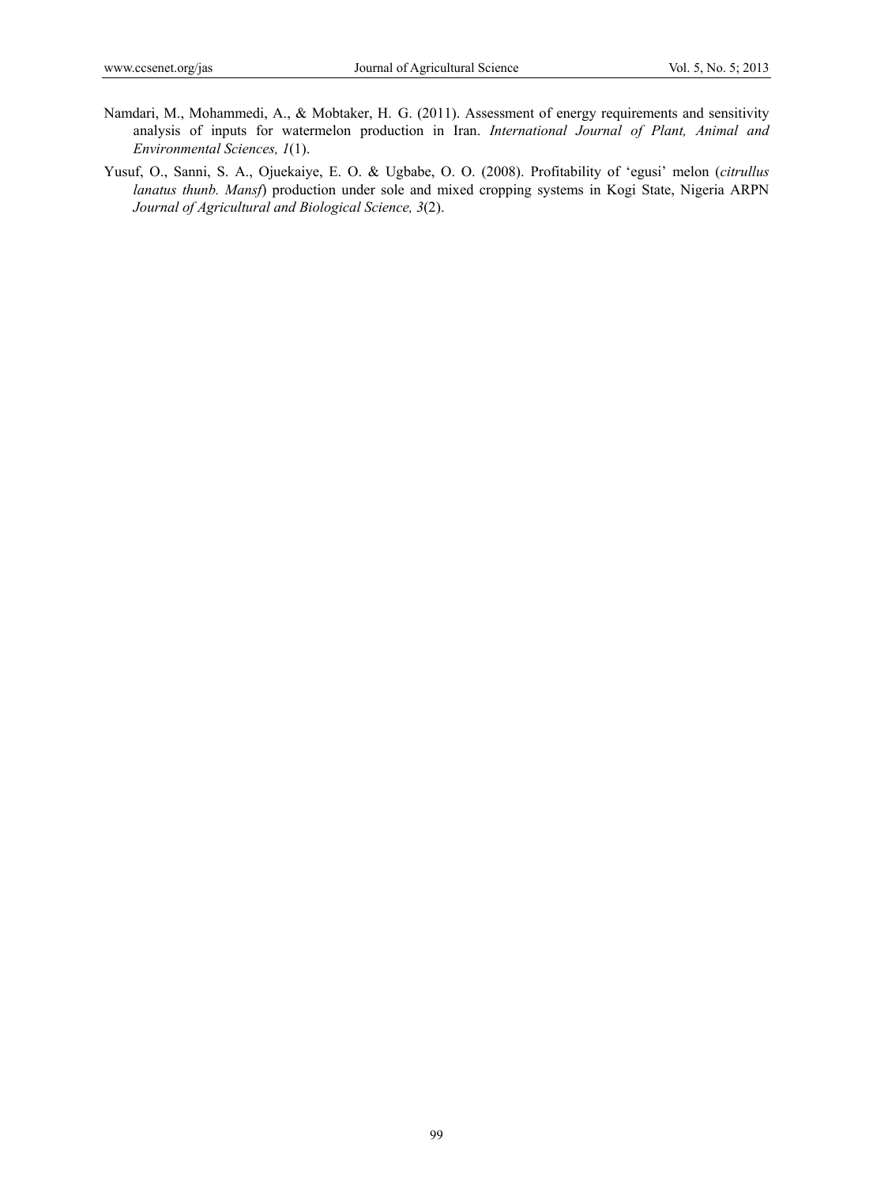Namdari, M., Mohammedi, A., & Mobtaker, H. G. (2011). Assessment of energy requirements and sensitivity analysis of inputs for watermelon production in Iran. *International Journal of Plant, Animal and Environmental Sciences, 1*(1).

Yusuf, O., Sanni, S. A., Ojuekaiye, E. O. & Ugbabe, O. O. (2008). Profitability of 'egusi' melon (*citrullus lanatus thunb. Mansf*) production under sole and mixed cropping systems in Kogi State, Nigeria ARPN *Journal of Agricultural and Biological Science, 3*(2).